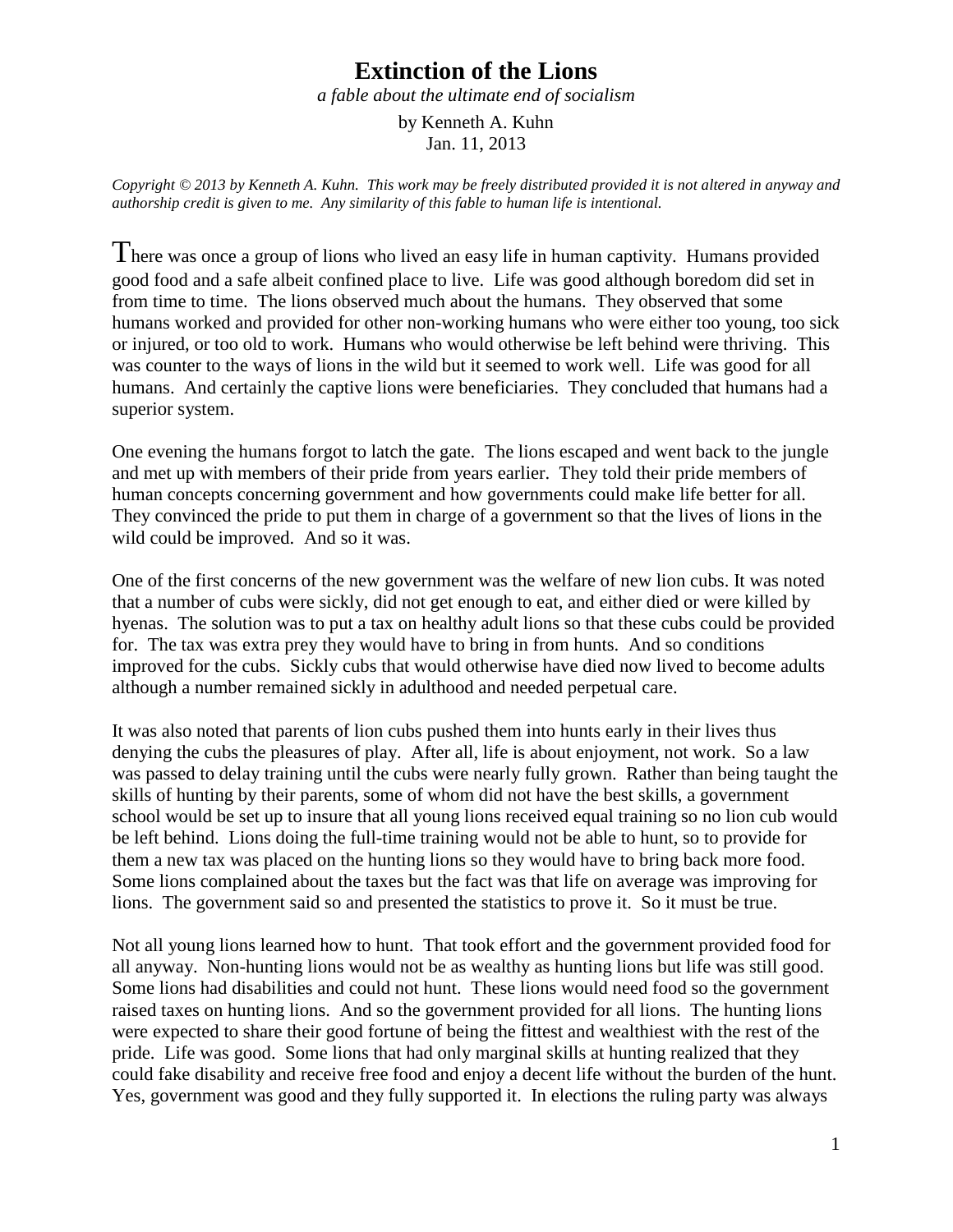# Extinction of the Lions

*a fable about the ultimate end of socialism*

by Kenneth A. Kuhn
Jan. 11, 2013

*Copyright © 2013 by Kenneth A. Kuhn. This work may be freely distributed provided it is not altered in anyway and authorship credit is given to me. Any similarity of this fable to human life is intentional.*

There was once a group of lions who lived an easy life in human captivity. Humans provided good food and a safe albeit confined place to live. Life was good although boredom did set in from time to time. The lions observed much about the humans. They observed that some humans worked and provided for other non-working humans who were either too young, too sick or injured, or too old to work. Humans who would otherwise be left behind were thriving. This was counter to the ways of lions in the wild but it seemed to work well. Life was good for all humans. And certainly the captive lions were beneficiaries. They concluded that humans had a superior system.

One evening the humans forgot to latch the gate. The lions escaped and went back to the jungle and met up with members of their pride from years earlier. They told their pride members of human concepts concerning government and how governments could make life better for all. They convinced the pride to put them in charge of a government so that the lives of lions in the wild could be improved. And so it was.

One of the first concerns of the new government was the welfare of new lion cubs. It was noted that a number of cubs were sickly, did not get enough to eat, and either died or were killed by hyenas. The solution was to put a tax on healthy adult lions so that these cubs could be provided for. The tax was extra prey they would have to bring in from hunts. And so conditions improved for the cubs. Sickly cubs that would otherwise have died now lived to become adults although a number remained sickly in adulthood and needed perpetual care.

It was also noted that parents of lion cubs pushed them into hunts early in their lives thus denying the cubs the pleasures of play. After all, life is about enjoyment, not work. So a law was passed to delay training until the cubs were nearly fully grown. Rather than being taught the skills of hunting by their parents, some of whom did not have the best skills, a government school would be set up to insure that all young lions received equal training so no lion cub would be left behind. Lions doing the full-time training would not be able to hunt, so to provide for them a new tax was placed on the hunting lions so they would have to bring back more food. Some lions complained about the taxes but the fact was that life on average was improving for lions. The government said so and presented the statistics to prove it. So it must be true.

Not all young lions learned how to hunt. That took effort and the government provided food for all anyway. Non-hunting lions would not be as wealthy as hunting lions but life was still good. Some lions had disabilities and could not hunt. These lions would need food so the government raised taxes on hunting lions. And so the government provided for all lions. The hunting lions were expected to share their good fortune of being the fittest and wealthiest with the rest of the pride. Life was good. Some lions that had only marginal skills at hunting realized that they could fake disability and receive free food and enjoy a decent life without the burden of the hunt. Yes, government was good and they fully supported it. In elections the ruling party was always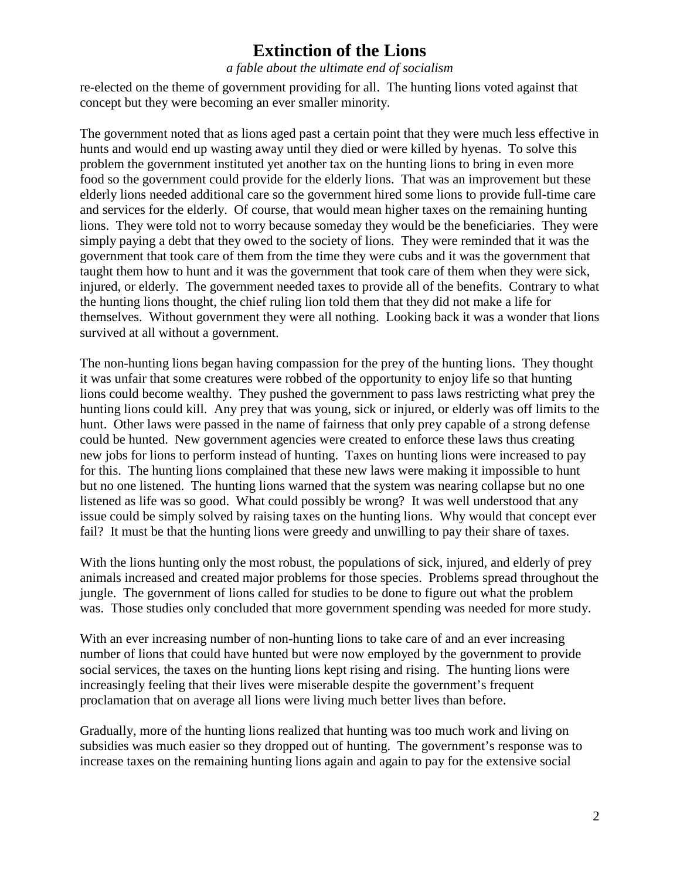re-elected on the theme of government providing for all. The hunting lions voted against that concept but they were becoming an ever smaller minority.

The government noted that as lions aged past a certain point that they were much less effective in hunts and would end up wasting away until they died or were killed by hyenas. To solve this problem the government instituted yet another tax on the hunting lions to bring in even more food so the government could provide for the elderly lions. That was an improvement but these elderly lions needed additional care so the government hired some lions to provide full-time care and services for the elderly. Of course, that would mean higher taxes on the remaining hunting lions. They were told not to worry because someday they would be the beneficiaries. They were simply paying a debt that they owed to the society of lions. They were reminded that it was the government that took care of them from the time they were cubs and it was the government that taught them how to hunt and it was the government that took care of them when they were sick, injured, or elderly. The government needed taxes to provide all of the benefits. Contrary to what the hunting lions thought, the chief ruling lion told them that they did not make a life for themselves. Without government they were all nothing. Looking back it was a wonder that lions survived at all without a government.

The non-hunting lions began having compassion for the prey of the hunting lions. They thought it was unfair that some creatures were robbed of the opportunity to enjoy life so that hunting lions could become wealthy. They pushed the government to pass laws restricting what prey the hunting lions could kill. Any prey that was young, sick or injured, or elderly was off limits to the hunt. Other laws were passed in the name of fairness that only prey capable of a strong defense could be hunted. New government agencies were created to enforce these laws thus creating new jobs for lions to perform instead of hunting. Taxes on hunting lions were increased to pay for this. The hunting lions complained that these new laws were making it impossible to hunt but no one listened. The hunting lions warned that the system was nearing collapse but no one listened as life was so good. What could possibly be wrong? It was well understood that any issue could be simply solved by raising taxes on the hunting lions. Why would that concept ever fail? It must be that the hunting lions were greedy and unwilling to pay their share of taxes.

With the lions hunting only the most robust, the populations of sick, injured, and elderly of prey animals increased and created major problems for those species. Problems spread throughout the jungle. The government of lions called for studies to be done to figure out what the problem was. Those studies only concluded that more government spending was needed for more study.

With an ever increasing number of non-hunting lions to take care of and an ever increasing number of lions that could have hunted but were now employed by the government to provide social services, the taxes on the hunting lions kept rising and rising. The hunting lions were increasingly feeling that their lives were miserable despite the government's frequent proclamation that on average all lions were living much better lives than before.

Gradually, more of the hunting lions realized that hunting was too much work and living on subsidies was much easier so they dropped out of hunting. The government's response was to increase taxes on the remaining hunting lions again and again to pay for the extensive social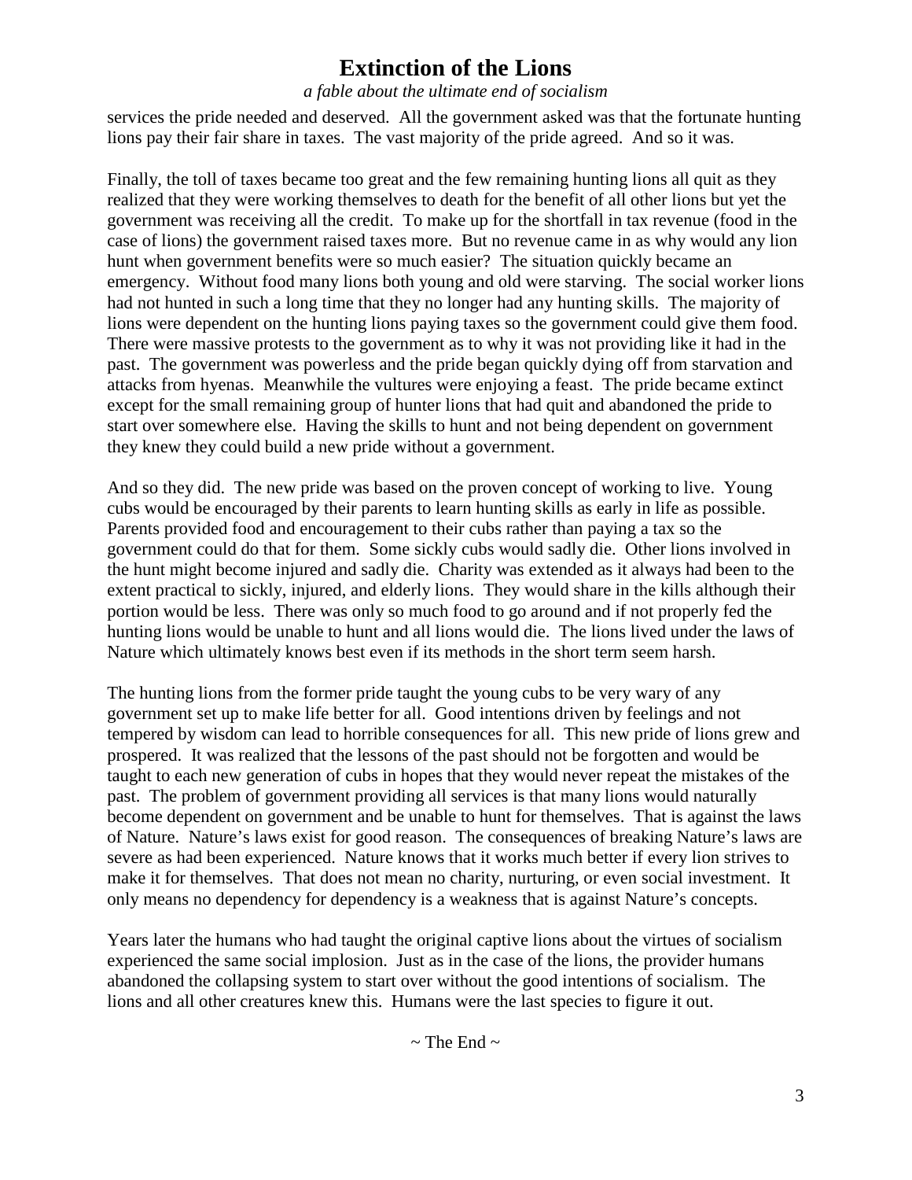# Extinction of the Lions

*a fable about the ultimate end of socialism*

services the pride needed and deserved. All the government asked was that the fortunate hunting lions pay their fair share in taxes. The vast majority of the pride agreed. And so it was.

Finally, the toll of taxes became too great and the few remaining hunting lions all quit as they realized that they were working themselves to death for the benefit of all other lions but yet the government was receiving all the credit. To make up for the shortfall in tax revenue (food in the case of lions) the government raised taxes more. But no revenue came in as why would any lion hunt when government benefits were so much easier? The situation quickly became an emergency. Without food many lions both young and old were starving. The social worker lions had not hunted in such a long time that they no longer had any hunting skills. The majority of lions were dependent on the hunting lions paying taxes so the government could give them food. There were massive protests to the government as to why it was not providing like it had in the past. The government was powerless and the pride began quickly dying off from starvation and attacks from hyenas. Meanwhile the vultures were enjoying a feast. The pride became extinct except for the small remaining group of hunter lions that had quit and abandoned the pride to start over somewhere else. Having the skills to hunt and not being dependent on government they knew they could build a new pride without a government.

And so they did. The new pride was based on the proven concept of working to live. Young cubs would be encouraged by their parents to learn hunting skills as early in life as possible. Parents provided food and encouragement to their cubs rather than paying a tax so the government could do that for them. Some sickly cubs would sadly die. Other lions involved in the hunt might become injured and sadly die. Charity was extended as it always had been to the extent practical to sickly, injured, and elderly lions. They would share in the kills although their portion would be less. There was only so much food to go around and if not properly fed the hunting lions would be unable to hunt and all lions would die. The lions lived under the laws of Nature which ultimately knows best even if its methods in the short term seem harsh.

The hunting lions from the former pride taught the young cubs to be very wary of any government set up to make life better for all. Good intentions driven by feelings and not tempered by wisdom can lead to horrible consequences for all. This new pride of lions grew and prospered. It was realized that the lessons of the past should not be forgotten and would be taught to each new generation of cubs in hopes that they would never repeat the mistakes of the past. The problem of government providing all services is that many lions would naturally become dependent on government and be unable to hunt for themselves. That is against the laws of Nature. Nature's laws exist for good reason. The consequences of breaking Nature's laws are severe as had been experienced. Nature knows that it works much better if every lion strives to make it for themselves. That does not mean no charity, nurturing, or even social investment. It only means no dependency for dependency is a weakness that is against Nature's concepts.

Years later the humans who had taught the original captive lions about the virtues of socialism experienced the same social implosion. Just as in the case of the lions, the provider humans abandoned the collapsing system to start over without the good intentions of socialism. The lions and all other creatures knew this. Humans were the last species to figure it out.

~ The End ~